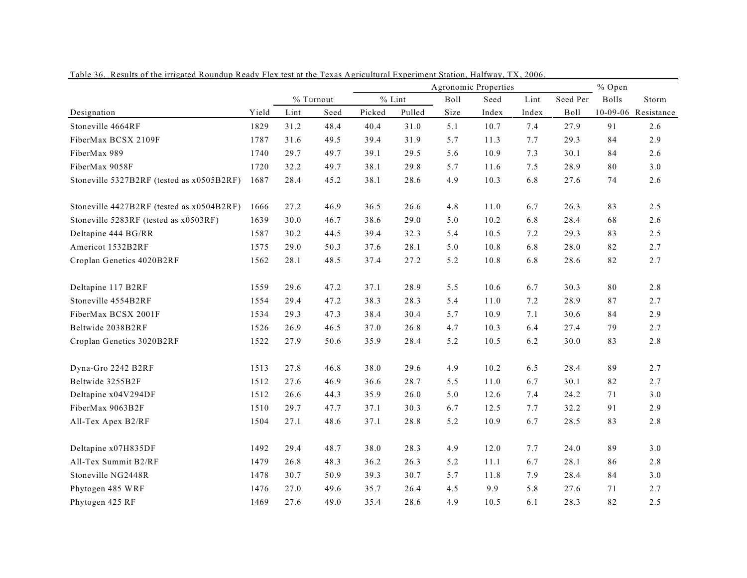Table 36. Results of the irrigated Roundup Ready Flex test at the Texas Agricultural Experiment Station, Halfway, TX, 2006.

| | | | | Agronomic Properties | | | | | | % Open | |
|---|---|---|---|---|---|---|---|---|---|---|---|
| | | % Turnout | | % Lint | | Boll | Seed | Lint | Seed Per | Bolls | Storm |
| Designation | Yield | Lint | Seed | Picked | Pulled | Size | Index | Index | Boll | 10-09-06 | Resistance |
| Stoneville 4664RF | 1829 | 31.2 | 48.4 | 40.4 | 31.0 | 5.1 | 10.7 | 7.4 | 27.9 | 91 | 2.6 |
| FiberMax BCSX 2109F | 1787 | 31.6 | 49.5 | 39.4 | 31.9 | 5.7 | 11.3 | 7.7 | 29.3 | 84 | 2.9 |
| FiberMax 989 | 1740 | 29.7 | 49.7 | 39.1 | 29.5 | 5.6 | 10.9 | 7.3 | 30.1 | 84 | 2.6 |
| FiberMax 9058F | 1720 | 32.2 | 49.7 | 38.1 | 29.8 | 5.7 | 11.6 | 7.5 | 28.9 | 80 | 3.0 |
| Stoneville 5327B2RF (tested as x0505B2RF) | 1687 | 28.4 | 45.2 | 38.1 | 28.6 | 4.9 | 10.3 | 6.8 | 27.6 | 74 | 2.6 |
| Stoneville 4427B2RF (tested as x0504B2RF) | 1666 | 27.2 | 46.9 | 36.5 | 26.6 | 4.8 | 11.0 | 6.7 | 26.3 | 83 | 2.5 |
| Stoneville 5283RF (tested as x0503RF) | 1639 | 30.0 | 46.7 | 38.6 | 29.0 | 5.0 | 10.2 | 6.8 | 28.4 | 68 | 2.6 |
| Deltapine 444 BG/RR | 1587 | 30.2 | 44.5 | 39.4 | 32.3 | 5.4 | 10.5 | 7.2 | 29.3 | 83 | 2.5 |
| Americot 1532B2RF | 1575 | 29.0 | 50.3 | 37.6 | 28.1 | 5.0 | 10.8 | 6.8 | 28.0 | 82 | 2.7 |
| Croplan Genetics 4020B2RF | 1562 | 28.1 | 48.5 | 37.4 | 27.2 | 5.2 | 10.8 | 6.8 | 28.6 | 82 | 2.7 |
| Deltapine 117 B2RF | 1559 | 29.6 | 47.2 | 37.1 | 28.9 | 5.5 | 10.6 | 6.7 | 30.3 | 80 | 2.8 |
| Stoneville 4554B2RF | 1554 | 29.4 | 47.2 | 38.3 | 28.3 | 5.4 | 11.0 | 7.2 | 28.9 | 87 | 2.7 |
| FiberMax BCSX 2001F | 1534 | 29.3 | 47.3 | 38.4 | 30.4 | 5.7 | 10.9 | 7.1 | 30.6 | 84 | 2.9 |
| Beltwide 2038B2RF | 1526 | 26.9 | 46.5 | 37.0 | 26.8 | 4.7 | 10.3 | 6.4 | 27.4 | 79 | 2.7 |
| Croplan Genetics 3020B2RF | 1522 | 27.9 | 50.6 | 35.9 | 28.4 | 5.2 | 10.5 | 6.2 | 30.0 | 83 | 2.8 |
| Dyna-Gro 2242 B2RF | 1513 | 27.8 | 46.8 | 38.0 | 29.6 | 4.9 | 10.2 | 6.5 | 28.4 | 89 | 2.7 |
| Beltwide 3255B2F | 1512 | 27.6 | 46.9 | 36.6 | 28.7 | 5.5 | 11.0 | 6.7 | 30.1 | 82 | 2.7 |
| Deltapine x04V294DF | 1512 | 26.6 | 44.3 | 35.9 | 26.0 | 5.0 | 12.6 | 7.4 | 24.2 | 71 | 3.0 |
| FiberMax 9063B2F | 1510 | 29.7 | 47.7 | 37.1 | 30.3 | 6.7 | 12.5 | 7.7 | 32.2 | 91 | 2.9 |
| All-Tex Apex B2/RF | 1504 | 27.1 | 48.6 | 37.1 | 28.8 | 5.2 | 10.9 | 6.7 | 28.5 | 83 | 2.8 |
| Deltapine x07H835DF | 1492 | 29.4 | 48.7 | 38.0 | 28.3 | 4.9 | 12.0 | 7.7 | 24.0 | 89 | 3.0 |
| All-Tex Summit B2/RF | 1479 | 26.8 | 48.3 | 36.2 | 26.3 | 5.2 | 11.1 | 6.7 | 28.1 | 86 | 2.8 |
| Stoneville NG2448R | 1478 | 30.7 | 50.9 | 39.3 | 30.7 | 5.7 | 11.8 | 7.9 | 28.4 | 84 | 3.0 |
| Phytogen 485 WRF | 1476 | 27.0 | 49.6 | 35.7 | 26.4 | 4.5 | 9.9 | 5.8 | 27.6 | 71 | 2.7 |
| Phytogen 425 RF | 1469 | 27.6 | 49.0 | 35.4 | 28.6 | 4.9 | 10.5 | 6.1 | 28.3 | 82 | 2.5 |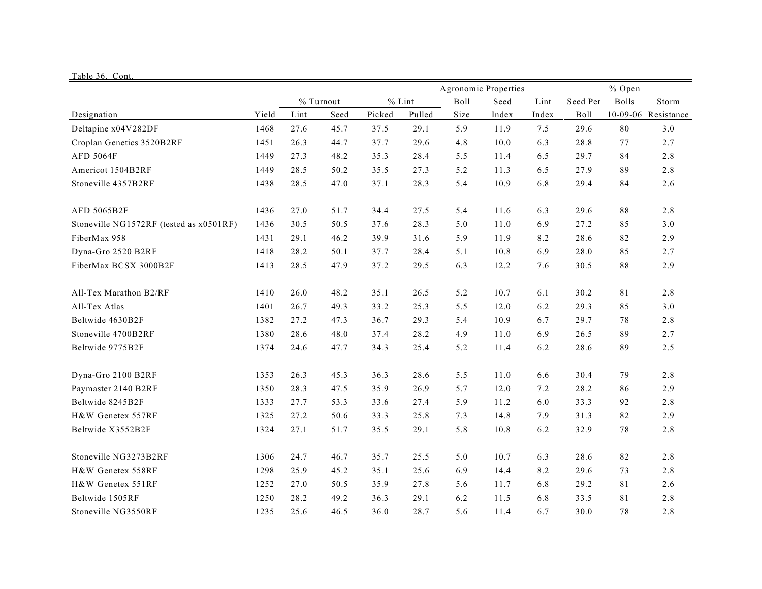Table 36. Cont.

| Designation | Yield | % Turnout | | % Lint | | Agronomic Properties | | | | % Open | Storm |
|---|---|---|---|---|---|---|---|---|---|---|---|
| | | Lint | Seed | Picked | Pulled | Boll Size | Seed Index | Lint Index | Seed Per Boll | Bolls 10-09-06 | Resistance |
| Deltapine x04V282DF | 1468 | 27.6 | 45.7 | 37.5 | 29.1 | 5.9 | 11.9 | 7.5 | 29.6 | 80 | 3.0 |
| Croplan Genetics 3520B2RF | 1451 | 26.3 | 44.7 | 37.7 | 29.6 | 4.8 | 10.0 | 6.3 | 28.8 | 77 | 2.7 |
| AFD 5064F | 1449 | 27.3 | 48.2 | 35.3 | 28.4 | 5.5 | 11.4 | 6.5 | 29.7 | 84 | 2.8 |
| Americot 1504B2RF | 1449 | 28.5 | 50.2 | 35.5 | 27.3 | 5.2 | 11.3 | 6.5 | 27.9 | 89 | 2.8 |
| Stoneville 4357B2RF | 1438 | 28.5 | 47.0 | 37.1 | 28.3 | 5.4 | 10.9 | 6.8 | 29.4 | 84 | 2.6 |
| AFD 5065B2F | 1436 | 27.0 | 51.7 | 34.4 | 27.5 | 5.4 | 11.6 | 6.3 | 29.6 | 88 | 2.8 |
| Stoneville NG1572RF (tested as x0501RF) | 1436 | 30.5 | 50.5 | 37.6 | 28.3 | 5.0 | 11.0 | 6.9 | 27.2 | 85 | 3.0 |
| FiberMax 958 | 1431 | 29.1 | 46.2 | 39.9 | 31.6 | 5.9 | 11.9 | 8.2 | 28.6 | 82 | 2.9 |
| Dyna-Gro 2520 B2RF | 1418 | 28.2 | 50.1 | 37.7 | 28.4 | 5.1 | 10.8 | 6.9 | 28.0 | 85 | 2.7 |
| FiberMax BCSX 3000B2F | 1413 | 28.5 | 47.9 | 37.2 | 29.5 | 6.3 | 12.2 | 7.6 | 30.5 | 88 | 2.9 |
| All-Tex Marathon B2/RF | 1410 | 26.0 | 48.2 | 35.1 | 26.5 | 5.2 | 10.7 | 6.1 | 30.2 | 81 | 2.8 |
| All-Tex Atlas | 1401 | 26.7 | 49.3 | 33.2 | 25.3 | 5.5 | 12.0 | 6.2 | 29.3 | 85 | 3.0 |
| Beltwide 4630B2F | 1382 | 27.2 | 47.3 | 36.7 | 29.3 | 5.4 | 10.9 | 6.7 | 29.7 | 78 | 2.8 |
| Stoneville 4700B2RF | 1380 | 28.6 | 48.0 | 37.4 | 28.2 | 4.9 | 11.0 | 6.9 | 26.5 | 89 | 2.7 |
| Beltwide 9775B2F | 1374 | 24.6 | 47.7 | 34.3 | 25.4 | 5.2 | 11.4 | 6.2 | 28.6 | 89 | 2.5 |
| Dyna-Gro 2100 B2RF | 1353 | 26.3 | 45.3 | 36.3 | 28.6 | 5.5 | 11.0 | 6.6 | 30.4 | 79 | 2.8 |
| Paymaster 2140 B2RF | 1350 | 28.3 | 47.5 | 35.9 | 26.9 | 5.7 | 12.0 | 7.2 | 28.2 | 86 | 2.9 |
| Beltwide 8245B2F | 1333 | 27.7 | 53.3 | 33.6 | 27.4 | 5.9 | 11.2 | 6.0 | 33.3 | 92 | 2.8 |
| H&W Genetex 557RF | 1325 | 27.2 | 50.6 | 33.3 | 25.8 | 7.3 | 14.8 | 7.9 | 31.3 | 82 | 2.9 |
| Beltwide X3552B2F | 1324 | 27.1 | 51.7 | 35.5 | 29.1 | 5.8 | 10.8 | 6.2 | 32.9 | 78 | 2.8 |
| Stoneville NG3273B2RF | 1306 | 24.7 | 46.7 | 35.7 | 25.5 | 5.0 | 10.7 | 6.3 | 28.6 | 82 | 2.8 |
| H&W Genetex 558RF | 1298 | 25.9 | 45.2 | 35.1 | 25.6 | 6.9 | 14.4 | 8.2 | 29.6 | 73 | 2.8 |
| H&W Genetex 551RF | 1252 | 27.0 | 50.5 | 35.9 | 27.8 | 5.6 | 11.7 | 6.8 | 29.2 | 81 | 2.6 |
| Beltwide 1505RF | 1250 | 28.2 | 49.2 | 36.3 | 29.1 | 6.2 | 11.5 | 6.8 | 33.5 | 81 | 2.8 |
| Stoneville NG3550RF | 1235 | 25.6 | 46.5 | 36.0 | 28.7 | 5.6 | 11.4 | 6.7 | 30.0 | 78 | 2.8 |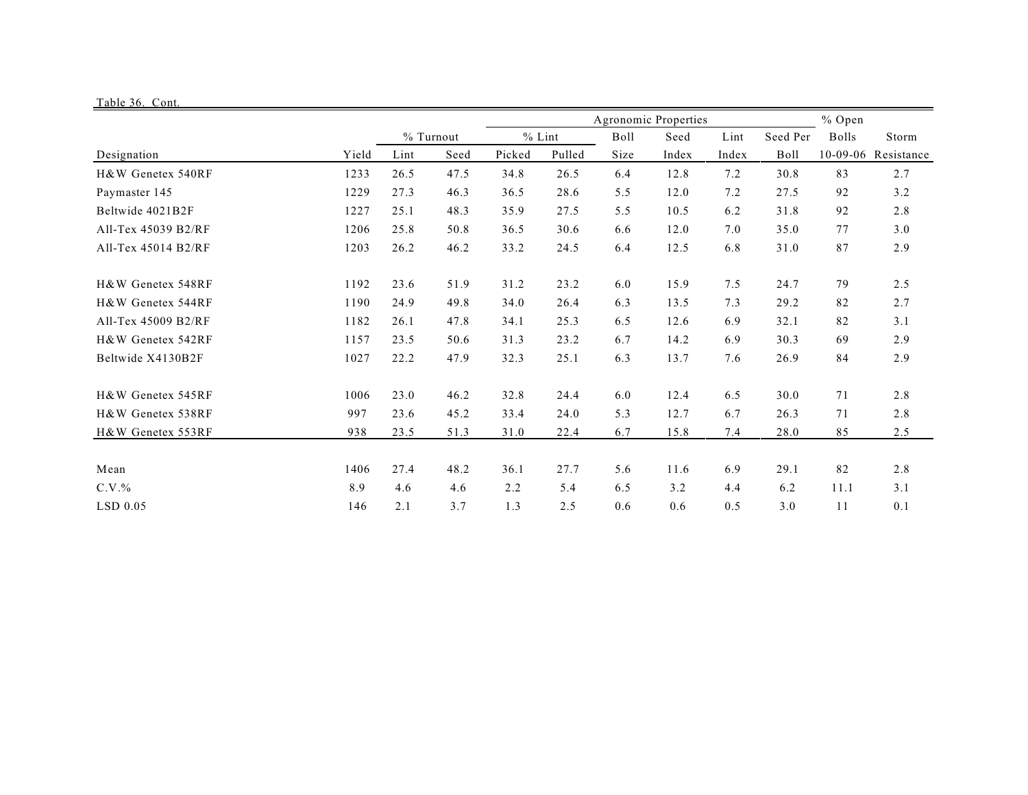Table 36. Cont.

| Designation | Yield | % Turnout | | Agronomic Properties | | | | | | | % Open | Storm |
|---|---|---|---|---|---|---|---|---|---|---|---|---|
| | | % Turnout | | % Lint | | Boll | Seed | Lint | Seed Per | | Bolls | |
| | | Lint | Seed | Picked | Pulled | Size | Index | Index | Boll | | 10-09-06 | Resistance |
| H&W Genetex 540RF | 1233 | 26.5 | 47.5 | 34.8 | 26.5 | 6.4 | 12.8 | 7.2 | 30.8 | | 83 | 2.7 |
| Paymaster 145 | 1229 | 27.3 | 46.3 | 36.5 | 28.6 | 5.5 | 12.0 | 7.2 | 27.5 | | 92 | 3.2 |
| Beltwide 4021B2F | 1227 | 25.1 | 48.3 | 35.9 | 27.5 | 5.5 | 10.5 | 6.2 | 31.8 | | 92 | 2.8 |
| All-Tex 45039 B2/RF | 1206 | 25.8 | 50.8 | 36.5 | 30.6 | 6.6 | 12.0 | 7.0 | 35.0 | | 77 | 3.0 |
| All-Tex 45014 B2/RF | 1203 | 26.2 | 46.2 | 33.2 | 24.5 | 6.4 | 12.5 | 6.8 | 31.0 | | 87 | 2.9 |
| H&W Genetex 548RF | 1192 | 23.6 | 51.9 | 31.2 | 23.2 | 6.0 | 15.9 | 7.5 | 24.7 | | 79 | 2.5 |
| H&W Genetex 544RF | 1190 | 24.9 | 49.8 | 34.0 | 26.4 | 6.3 | 13.5 | 7.3 | 29.2 | | 82 | 2.7 |
| All-Tex 45009 B2/RF | 1182 | 26.1 | 47.8 | 34.1 | 25.3 | 6.5 | 12.6 | 6.9 | 32.1 | | 82 | 3.1 |
| H&W Genetex 542RF | 1157 | 23.5 | 50.6 | 31.3 | 23.2 | 6.7 | 14.2 | 6.9 | 30.3 | | 69 | 2.9 |
| Beltwide X4130B2F | 1027 | 22.2 | 47.9 | 32.3 | 25.1 | 6.3 | 13.7 | 7.6 | 26.9 | | 84 | 2.9 |
| H&W Genetex 545RF | 1006 | 23.0 | 46.2 | 32.8 | 24.4 | 6.0 | 12.4 | 6.5 | 30.0 | | 71 | 2.8 |
| H&W Genetex 538RF | 997 | 23.6 | 45.2 | 33.4 | 24.0 | 5.3 | 12.7 | 6.7 | 26.3 | | 71 | 2.8 |
| H&W Genetex 553RF | 938 | 23.5 | 51.3 | 31.0 | 22.4 | 6.7 | 15.8 | 7.4 | 28.0 | | 85 | 2.5 |
| Mean | 1406 | 27.4 | 48.2 | 36.1 | 27.7 | 5.6 | 11.6 | 6.9 | 29.1 | | 82 | 2.8 |
| C.V.% | 8.9 | 4.6 | 4.6 | 2.2 | 5.4 | 6.5 | 3.2 | 4.4 | 6.2 | | 11.1 | 3.1 |
| LSD 0.05 | 146 | 2.1 | 3.7 | 1.3 | 2.5 | 0.6 | 0.6 | 0.5 | 3.0 | | 11 | 0.1 |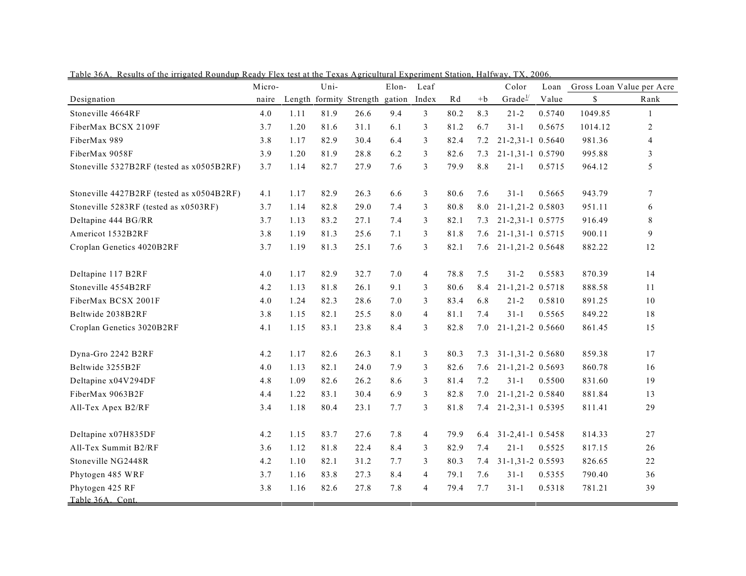Table 36A. Results of the irrigated Roundup Ready Flex test at the Texas Agricultural Experiment Station, Halfway, TX, 2006.

| Designation | Micronaire | Length | Uniformity | Strength | Elongation | Leaf Index | Rd | +b | Color Grade[1/] | Loan Value | Gross Loan Value per Acre $ | Rank |
|---|---|---|---|---|---|---|---|---|---|---|---|---|
| Stoneville 4664RF | 4.0 | 1.11 | 81.9 | 26.6 | 9.4 | 3 | 80.2 | 8.3 | 21-2 | 0.5740 | 1049.85 | 1 |
| FiberMax BCSX 2109F | 3.7 | 1.20 | 81.6 | 31.1 | 6.1 | 3 | 81.2 | 6.7 | 31-1 | 0.5675 | 1014.12 | 2 |
| FiberMax 989 | 3.8 | 1.17 | 82.9 | 30.4 | 6.4 | 3 | 82.4 | 7.2 | 21-2,31-1 | 0.5640 | 981.36 | 4 |
| FiberMax 9058F | 3.9 | 1.20 | 81.9 | 28.8 | 6.2 | 3 | 82.6 | 7.3 | 21-1,31-1 | 0.5790 | 995.88 | 3 |
| Stoneville 5327B2RF (tested as x0505B2RF) | 3.7 | 1.14 | 82.7 | 27.9 | 7.6 | 3 | 79.9 | 8.8 | 21-1 | 0.5715 | 964.12 | 5 |
| Stoneville 4427B2RF (tested as x0504B2RF) | 4.1 | 1.17 | 82.9 | 26.3 | 6.6 | 3 | 80.6 | 7.6 | 31-1 | 0.5665 | 943.79 | 7 |
| Stoneville 5283RF (tested as x0503RF) | 3.7 | 1.14 | 82.8 | 29.0 | 7.4 | 3 | 80.8 | 8.0 | 21-1,21-2 | 0.5803 | 951.11 | 6 |
| Deltapine 444 BG/RR | 3.7 | 1.13 | 83.2 | 27.1 | 7.4 | 3 | 82.1 | 7.3 | 21-2,31-1 | 0.5775 | 916.49 | 8 |
| Americot 1532B2RF | 3.8 | 1.19 | 81.3 | 25.6 | 7.1 | 3 | 81.8 | 7.6 | 21-1,31-1 | 0.5715 | 900.11 | 9 |
| Croplan Genetics 4020B2RF | 3.7 | 1.19 | 81.3 | 25.1 | 7.6 | 3 | 82.1 | 7.6 | 21-1,21-2 | 0.5648 | 882.22 | 12 |
| Deltapine 117 B2RF | 4.0 | 1.17 | 82.9 | 32.7 | 7.0 | 4 | 78.8 | 7.5 | 31-2 | 0.5583 | 870.39 | 14 |
| Stoneville 4554B2RF | 4.2 | 1.13 | 81.8 | 26.1 | 9.1 | 3 | 80.6 | 8.4 | 21-1,21-2 | 0.5718 | 888.58 | 11 |
| FiberMax BCSX 2001F | 4.0 | 1.24 | 82.3 | 28.6 | 7.0 | 3 | 83.4 | 6.8 | 21-2 | 0.5810 | 891.25 | 10 |
| Beltwide 2038B2RF | 3.8 | 1.15 | 82.1 | 25.5 | 8.0 | 4 | 81.1 | 7.4 | 31-1 | 0.5565 | 849.22 | 18 |
| Croplan Genetics 3020B2RF | 4.1 | 1.15 | 83.1 | 23.8 | 8.4 | 3 | 82.8 | 7.0 | 21-1,21-2 | 0.5660 | 861.45 | 15 |
| Dyna-Gro 2242 B2RF | 4.2 | 1.17 | 82.6 | 26.3 | 8.1 | 3 | 80.3 | 7.3 | 31-1,31-2 | 0.5680 | 859.38 | 17 |
| Beltwide 3255B2F | 4.0 | 1.13 | 82.1 | 24.0 | 7.9 | 3 | 82.6 | 7.6 | 21-1,21-2 | 0.5693 | 860.78 | 16 |
| Deltapine x04V294DF | 4.8 | 1.09 | 82.6 | 26.2 | 8.6 | 3 | 81.4 | 7.2 | 31-1 | 0.5500 | 831.60 | 19 |
| FiberMax 9063B2F | 4.4 | 1.22 | 83.1 | 30.4 | 6.9 | 3 | 82.8 | 7.0 | 21-1,21-2 | 0.5840 | 881.84 | 13 |
| All-Tex Apex B2/RF | 3.4 | 1.18 | 80.4 | 23.1 | 7.7 | 3 | 81.8 | 7.4 | 21-2,31-1 | 0.5395 | 811.41 | 29 |
| Deltapine x07H835DF | 4.2 | 1.15 | 83.7 | 27.6 | 7.8 | 4 | 79.9 | 6.4 | 31-2,41-1 | 0.5458 | 814.33 | 27 |
| All-Tex Summit B2/RF | 3.6 | 1.12 | 81.8 | 22.4 | 8.4 | 3 | 82.9 | 7.4 | 21-1 | 0.5525 | 817.15 | 26 |
| Stoneville NG2448R | 4.2 | 1.10 | 82.1 | 31.2 | 7.7 | 3 | 80.3 | 7.4 | 31-1,31-2 | 0.5593 | 826.65 | 22 |
| Phytogen 485 WRF | 3.7 | 1.16 | 83.8 | 27.3 | 8.4 | 4 | 79.1 | 7.6 | 31-1 | 0.5355 | 790.40 | 36 |
| Phytogen 425 RF | 3.8 | 1.16 | 82.6 | 27.8 | 7.8 | 4 | 79.4 | 7.7 | 31-1 | 0.5318 | 781.21 | 39 |

Table 36A. Cont.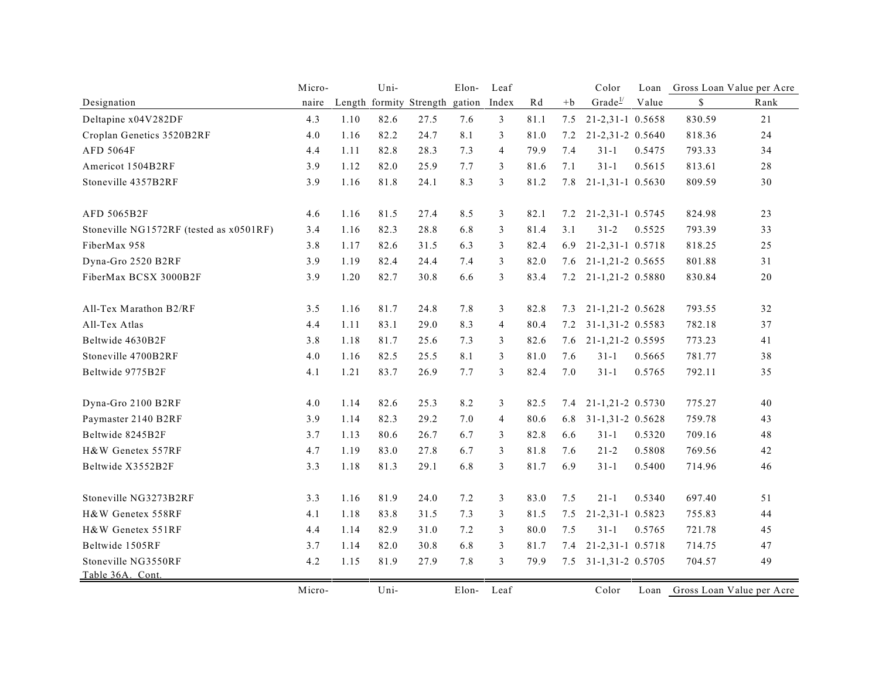| Designation | Micro- naire | Length | Uni- formity | Strength | Elon- gation | Leaf Index | Rd | +b | Color Grade[1/] | Loan Value | Gross Loan Value per Acre $ | Rank |
|---|---|---|---|---|---|---|---|---|---|---|---|---|
| Deltapine x04V282DF | 4.3 | 1.10 | 82.6 | 27.5 | 7.6 | 3 | 81.1 | 7.5 | 21-2,31-1 | 0.5658 | 830.59 | 21 |
| Croplan Genetics 3520B2RF | 4.0 | 1.16 | 82.2 | 24.7 | 8.1 | 3 | 81.0 | 7.2 | 21-2,31-2 | 0.5640 | 818.36 | 24 |
| AFD 5064F | 4.4 | 1.11 | 82.8 | 28.3 | 7.3 | 4 | 79.9 | 7.4 | 31-1 | 0.5475 | 793.33 | 34 |
| Americot 1504B2RF | 3.9 | 1.12 | 82.0 | 25.9 | 7.7 | 3 | 81.6 | 7.1 | 31-1 | 0.5615 | 813.61 | 28 |
| Stoneville 4357B2RF | 3.9 | 1.16 | 81.8 | 24.1 | 8.3 | 3 | 81.2 | 7.8 | 21-1,31-1 | 0.5630 | 809.59 | 30 |
| AFD 5065B2F | 4.6 | 1.16 | 81.5 | 27.4 | 8.5 | 3 | 82.1 | 7.2 | 21-2,31-1 | 0.5745 | 824.98 | 23 |
| Stoneville NG1572RF (tested as x0501RF) | 3.4 | 1.16 | 82.3 | 28.8 | 6.8 | 3 | 81.4 | 3.1 | 31-2 | 0.5525 | 793.39 | 33 |
| FiberMax 958 | 3.8 | 1.17 | 82.6 | 31.5 | 6.3 | 3 | 82.4 | 6.9 | 21-2,31-1 | 0.5718 | 818.25 | 25 |
| Dyna-Gro 2520 B2RF | 3.9 | 1.19 | 82.4 | 24.4 | 7.4 | 3 | 82.0 | 7.6 | 21-1,21-2 | 0.5655 | 801.88 | 31 |
| FiberMax BCSX 3000B2F | 3.9 | 1.20 | 82.7 | 30.8 | 6.6 | 3 | 83.4 | 7.2 | 21-1,21-2 | 0.5880 | 830.84 | 20 |
| All-Tex Marathon B2/RF | 3.5 | 1.16 | 81.7 | 24.8 | 7.8 | 3 | 82.8 | 7.3 | 21-1,21-2 | 0.5628 | 793.55 | 32 |
| All-Tex Atlas | 4.4 | 1.11 | 83.1 | 29.0 | 8.3 | 4 | 80.4 | 7.2 | 31-1,31-2 | 0.5583 | 782.18 | 37 |
| Beltwide 4630B2F | 3.8 | 1.18 | 81.7 | 25.6 | 7.3 | 3 | 82.6 | 7.6 | 21-1,21-2 | 0.5595 | 773.23 | 41 |
| Stoneville 4700B2RF | 4.0 | 1.16 | 82.5 | 25.5 | 8.1 | 3 | 81.0 | 7.6 | 31-1 | 0.5665 | 781.77 | 38 |
| Beltwide 9775B2F | 4.1 | 1.21 | 83.7 | 26.9 | 7.7 | 3 | 82.4 | 7.0 | 31-1 | 0.5765 | 792.11 | 35 |
| Dyna-Gro 2100 B2RF | 4.0 | 1.14 | 82.6 | 25.3 | 8.2 | 3 | 82.5 | 7.4 | 21-1,21-2 | 0.5730 | 775.27 | 40 |
| Paymaster 2140 B2RF | 3.9 | 1.14 | 82.3 | 29.2 | 7.0 | 4 | 80.6 | 6.8 | 31-1,31-2 | 0.5628 | 759.78 | 43 |
| Beltwide 8245B2F | 3.7 | 1.13 | 80.6 | 26.7 | 6.7 | 3 | 82.8 | 6.6 | 31-1 | 0.5320 | 709.16 | 48 |
| H&W Genetex 557RF | 4.7 | 1.19 | 83.0 | 27.8 | 6.7 | 3 | 81.8 | 7.6 | 21-2 | 0.5808 | 769.56 | 42 |
| Beltwide X3552B2F | 3.3 | 1.18 | 81.3 | 29.1 | 6.8 | 3 | 81.7 | 6.9 | 31-1 | 0.5400 | 714.96 | 46 |
| Stoneville NG3273B2RF | 3.3 | 1.16 | 81.9 | 24.0 | 7.2 | 3 | 83.0 | 7.5 | 21-1 | 0.5340 | 697.40 | 51 |
| H&W Genetex 558RF | 4.1 | 1.18 | 83.8 | 31.5 | 7.3 | 3 | 81.5 | 7.5 | 21-2,31-1 | 0.5823 | 755.83 | 44 |
| H&W Genetex 551RF | 4.4 | 1.14 | 82.9 | 31.0 | 7.2 | 3 | 80.0 | 7.5 | 31-1 | 0.5765 | 721.78 | 45 |
| Beltwide 1505RF | 3.7 | 1.14 | 82.0 | 30.8 | 6.8 | 3 | 81.7 | 7.4 | 21-2,31-1 | 0.5718 | 714.75 | 47 |
| Stoneville NG3550RF | 4.2 | 1.15 | 81.9 | 27.9 | 7.8 | 3 | 79.9 | 7.5 | 31-1,31-2 | 0.5705 | 704.57 | 49 |

Table 36A. Cont.

| | Micro- | | Uni- | | Elon- | Leaf | | | Color | Loan | Gross Loan Value per Acre | |
|---|---|---|---|---|---|---|---|---|---|---|---|---|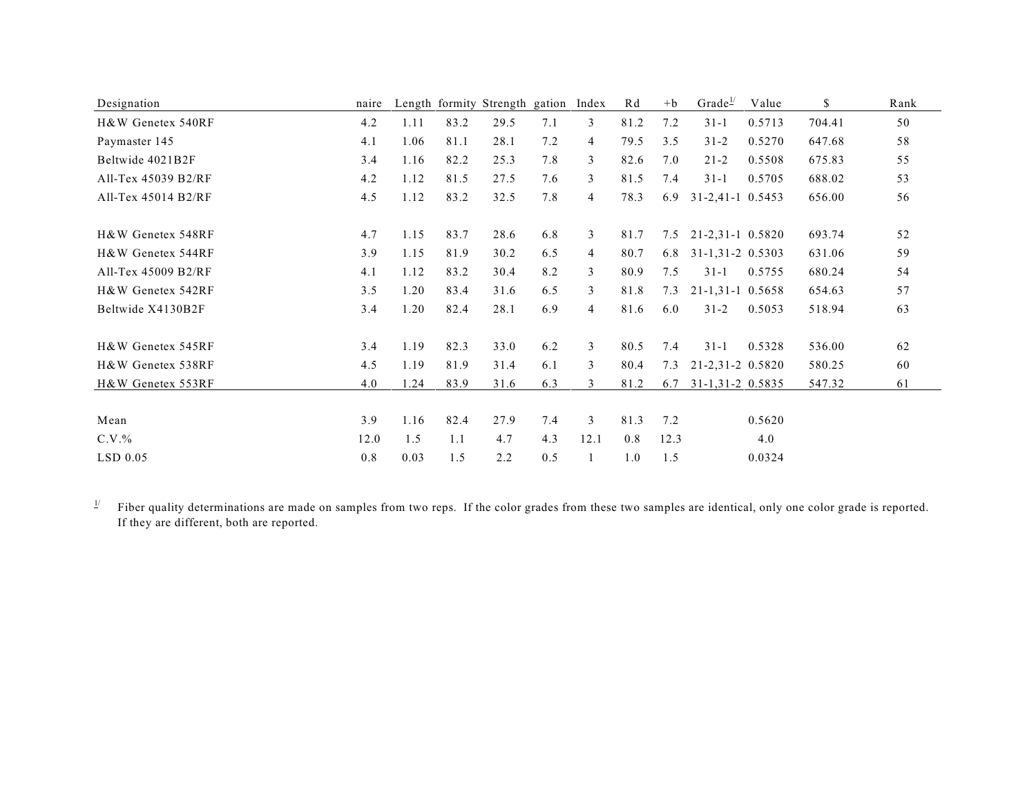| Designation | naire | Length | formity | Strength | gation | Index | Rd | +b | Grade[1/] | Value | $ | Rank |
|---|---|---|---|---|---|---|---|---|---|---|---|---|
| H&W Genetex 540RF | 4.2 | 1.11 | 83.2 | 29.5 | 7.1 | 3 | 81.2 | 7.2 | 31-1 | 0.5713 | 704.41 | 50 |
| Paymaster 145 | 4.1 | 1.06 | 81.1 | 28.1 | 7.2 | 4 | 79.5 | 3.5 | 31-2 | 0.5270 | 647.68 | 58 |
| Beltwide 4021B2F | 3.4 | 1.16 | 82.2 | 25.3 | 7.8 | 3 | 82.6 | 7.0 | 21-2 | 0.5508 | 675.83 | 55 |
| All-Tex 45039 B2/RF | 4.2 | 1.12 | 81.5 | 27.5 | 7.6 | 3 | 81.5 | 7.4 | 31-1 | 0.5705 | 688.02 | 53 |
| All-Tex 45014 B2/RF | 4.5 | 1.12 | 83.2 | 32.5 | 7.8 | 4 | 78.3 | 6.9 | 31-2,41-1 | 0.5453 | 656.00 | 56 |
| | | | | | | | | | | | | |
| H&W Genetex 548RF | 4.7 | 1.15 | 83.7 | 28.6 | 6.8 | 3 | 81.7 | 7.5 | 21-2,31-1 | 0.5820 | 693.74 | 52 |
| H&W Genetex 544RF | 3.9 | 1.15 | 81.9 | 30.2 | 6.5 | 4 | 80.7 | 6.8 | 31-1,31-2 | 0.5303 | 631.06 | 59 |
| All-Tex 45009 B2/RF | 4.1 | 1.12 | 83.2 | 30.4 | 8.2 | 3 | 80.9 | 7.5 | 31-1 | 0.5755 | 680.24 | 54 |
| H&W Genetex 542RF | 3.5 | 1.20 | 83.4 | 31.6 | 6.5 | 3 | 81.8 | 7.3 | 21-1,31-1 | 0.5658 | 654.63 | 57 |
| Beltwide X4130B2F | 3.4 | 1.20 | 82.4 | 28.1 | 6.9 | 4 | 81.6 | 6.0 | 31-2 | 0.5053 | 518.94 | 63 |
| | | | | | | | | | | | | |
| H&W Genetex 545RF | 3.4 | 1.19 | 82.3 | 33.0 | 6.2 | 3 | 80.5 | 7.4 | 31-1 | 0.5328 | 536.00 | 62 |
| H&W Genetex 538RF | 4.5 | 1.19 | 81.9 | 31.4 | 6.1 | 3 | 80.4 | 7.3 | 21-2,31-2 | 0.5820 | 580.25 | 60 |
| H&W Genetex 553RF | 4.0 | 1.24 | 83.9 | 31.6 | 6.3 | 3 | 81.2 | 6.7 | 31-1,31-2 | 0.5835 | 547.32 | 61 |
| | | | | | | | | | | | | |
| Mean | 3.9 | 1.16 | 82.4 | 27.9 | 7.4 | 3 | 81.3 | 7.2 | | 0.5620 | | |
| C.V.% | 12.0 | 1.5 | 1.1 | 4.7 | 4.3 | 12.1 | 0.8 | 12.3 | | 4.0 | | |
| LSD 0.05 | 0.8 | 0.03 | 1.5 | 2.2 | 0.5 | 1 | 1.0 | 1.5 | | 0.0324 | | |

[1/] Fiber quality determinations are made on samples from two reps. If the color grades from these two samples are identical, only one color grade is reported. If they are different, both are reported.